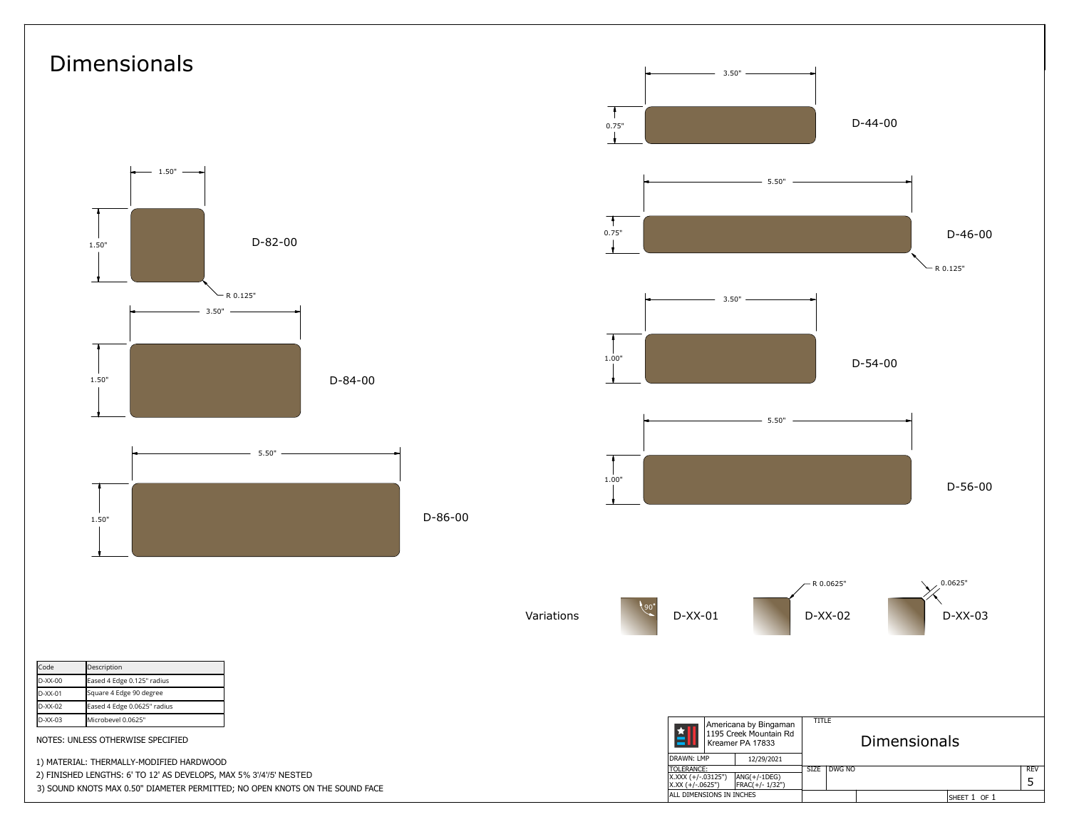# Dimensionals

D-82-00: 1.50" × 1.50", R 0.125"

D-84-00: 3.50" × 1.50"

D-86-00: 5.50" × 1.50"

D-44-00: 3.50" × 0.75"

D-46-00: 5.50" × 0.75", R 0.125"

D-54-00: 3.50" × 1.00"

D-56-00: 5.50" × 1.00"

Variations

D-XX-01: 90°

D-XX-02: R 0.0625"

D-XX-03: 0.0625"

| Code | Description |
| --- | --- |
| D-XX-00 | Eased 4 Edge 0.125" radius |
| D-XX-01 | Square 4 Edge 90 degree |
| D-XX-02 | Eased 4 Edge 0.0625" radius |
| D-XX-03 | Microbevel 0.0625" |

NOTES: UNLESS OTHERWISE SPECIFIED

1) MATERIAL: THERMALLY-MODIFIED HARDWOOD
2) FINISHED LENGTHS: 6' TO 12' AS DEVELOPS, MAX 5% 3'/4'/5' NESTED
3) SOUND KNOTS MAX 0.50" DIAMETER PERMITTED; NO OPEN KNOTS ON THE SOUND FACE

| Americana by Bingaman<br>1195 Creek Mountain Rd<br>Kreamer PA 17833 | | TITLE: Dimensionals | |
| --- | --- | --- | --- |
| DRAWN: LMP | 12/29/2021 | SIZE | DWG NO |
| TOLERANCE:<br>X.XXX (+/-.03125")<br>X.XX (+/-.0625") | ANG(+/-1DEG)<br>FRAC(+/- 1/32") | REV | 5 |
| ALL DIMENSIONS IN INCHES | | SHEET 1 OF 1 | |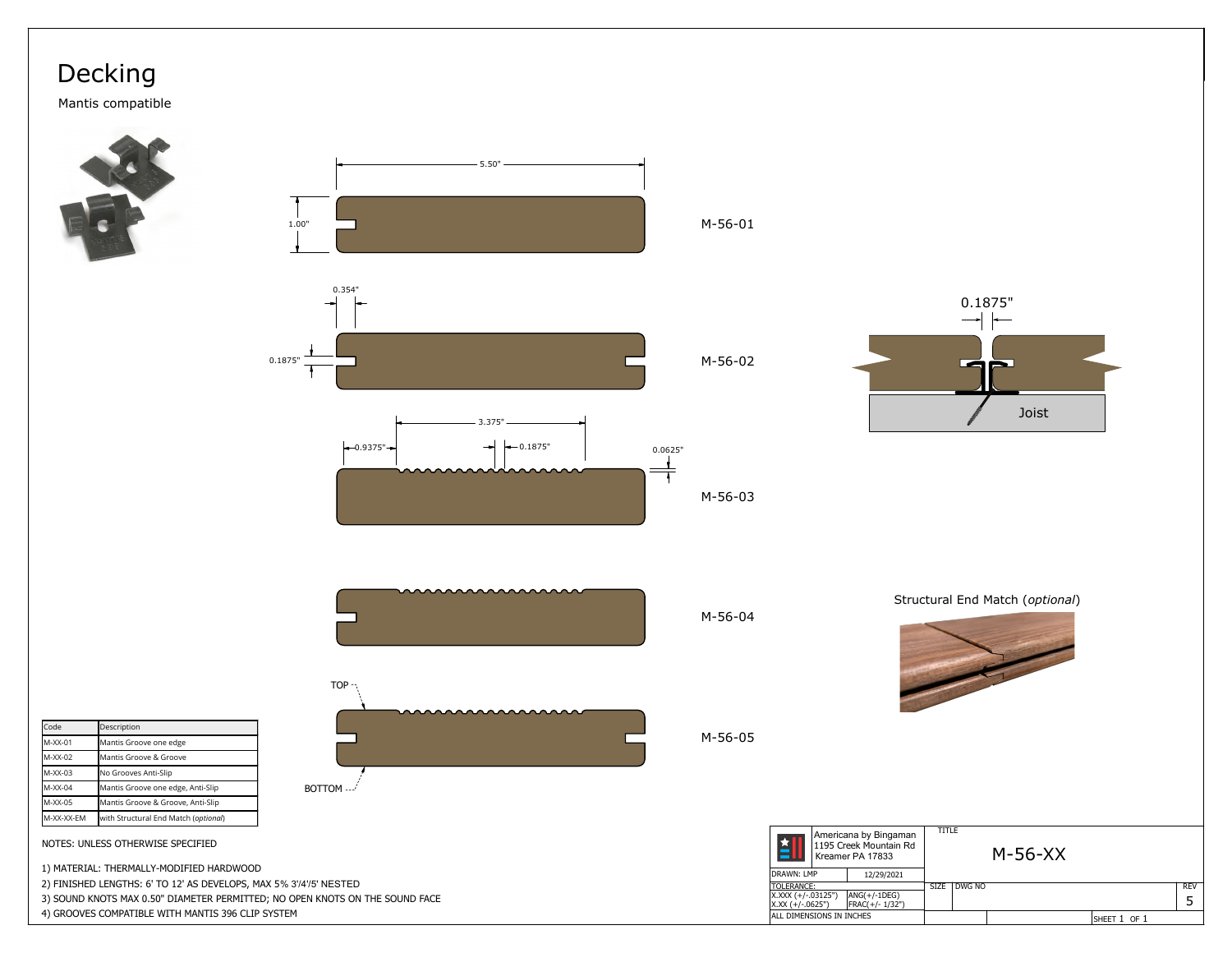# Decking

Mantis compatible

5.50"

1.00"

M-56-01

0.354"

0.1875"

M-56-02

3.375"

0.9375"

0.1875"

0.0625"

M-56-03

M-56-04

TOP

BOTTOM

M-56-05

0.1875"

Joist

Structural End Match (*optional*)

| Code | Description |
|---|---|
| M-XX-01 | Mantis Groove one edge |
| M-XX-02 | Mantis Groove & Groove |
| M-XX-03 | No Grooves Anti-Slip |
| M-XX-04 | Mantis Groove one edge, Anti-Slip |
| M-XX-05 | Mantis Groove & Groove, Anti-Slip |
| M-XX-XX-EM | with Structural End Match (*optional*) |

NOTES: UNLESS OTHERWISE SPECIFIED

1) MATERIAL: THERMALLY-MODIFIED HARDWOOD
2) FINISHED LENGTHS: 6' TO 12' AS DEVELOPS, MAX 5% 3'/4'/5' NESTED
3) SOUND KNOTS MAX 0.50" DIAMETER PERMITTED; NO OPEN KNOTS ON THE SOUND FACE
4) GROOVES COMPATIBLE WITH MANTIS 396 CLIP SYSTEM

| Americana by Bingaman 1195 Creek Mountain Rd Kreamer PA 17833 | | TITLE M-56-XX | | |
|---|---|---|---|---|
| DRAWN: LMP | 12/29/2021 | | | |
| TOLERANCE: X.XXX (+/-.03125") X.XX (+/-.0625") | ANG(+/-1DEG) FRAC(+/- 1/32") | SIZE | DWG NO | REV 5 |
| ALL DIMENSIONS IN INCHES | | | | SHEET 1 OF 1 |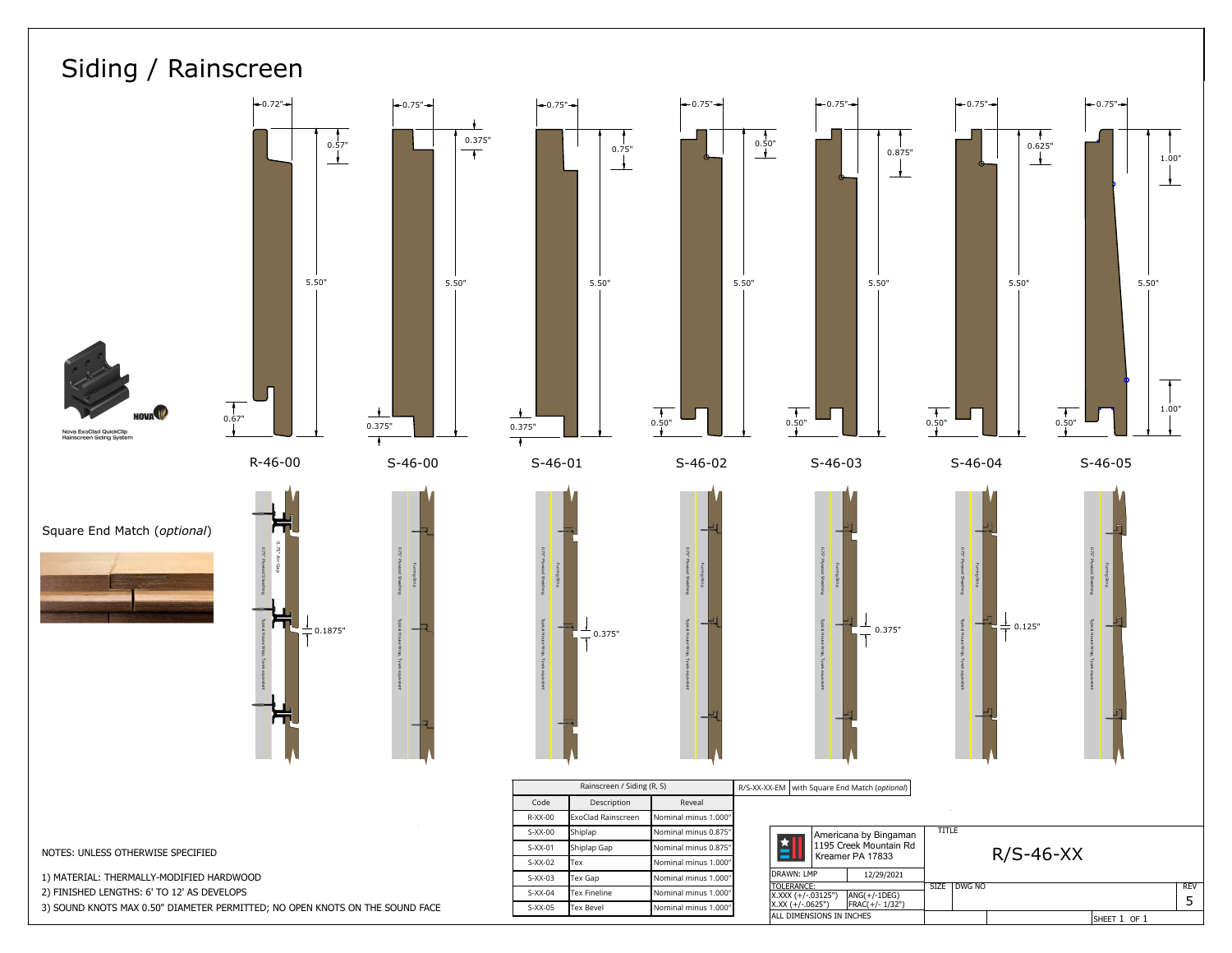# Siding / Rainscreen

| Profile | Width | Dimensions |
|---|---|---|
| R-46-00 | 0.72" | 0.57", 5.50", 0.67" |
| S-46-00 | 0.75" | 0.375", 5.50", 0.375" |
| S-46-01 | 0.75" | 0.75", 5.50", 0.375" |
| S-46-02 | 0.75" | 0.50", 5.50", 0.50" |
| S-46-03 | 0.75" | 0.875", 5.50", 0.50" |
| S-46-04 | 0.75" | 0.625", 5.50", 0.50" |
| S-46-05 | 0.75" | 1.00", 5.50", 1.00", 0.50" |

Installed gaps: R-46-00: 0.1875"; S-46-01: 0.375"; S-46-03: 0.375"; S-46-04: 0.125"

Nova ExoClad QuickClip Rainscreen Siding System

Square End Match (*optional*)

| Rainscreen / Siding (R, S) | | |
|---|---|---|
| Code | Description | Reveal |
| R-XX-00 | ExoClad Rainscreen | Nominal minus 1.000" |
| S-XX-00 | Shiplap | Nominal minus 0.875" |
| S-XX-01 | Shiplap Gap | Nominal minus 0.875" |
| S-XX-02 | Tex | Nominal minus 1.000" |
| S-XX-03 | Tex Gap | Nominal minus 1.000" |
| S-XX-04 | Tex Fineline | Nominal minus 1.000" |
| S-XX-05 | Tex Bevel | Nominal minus 1.000" |

R/S-XX-XX-EM with Square End Match (*optional*)

NOTES: UNLESS OTHERWISE SPECIFIED

1) MATERIAL: THERMALLY-MODIFIED HARDWOOD
2) FINISHED LENGTHS: 6' TO 12' AS DEVELOPS
3) SOUND KNOTS MAX 0.50" DIAMETER PERMITTED; NO OPEN KNOTS ON THE SOUND FACE

Americana by Bingaman
1195 Creek Mountain Rd
Kreamer PA 17833

DRAWN: LMP 12/29/2021

TOLERANCE:
X.XXX (+/-.03125") ANG(+/-1DEG)
X.XX (+/-.0625") FRAC(+/- 1/32")

ALL DIMENSIONS IN INCHES

TITLE: R/S-46-XX

SIZE | DWG NO | REV 5

SHEET 1 OF 1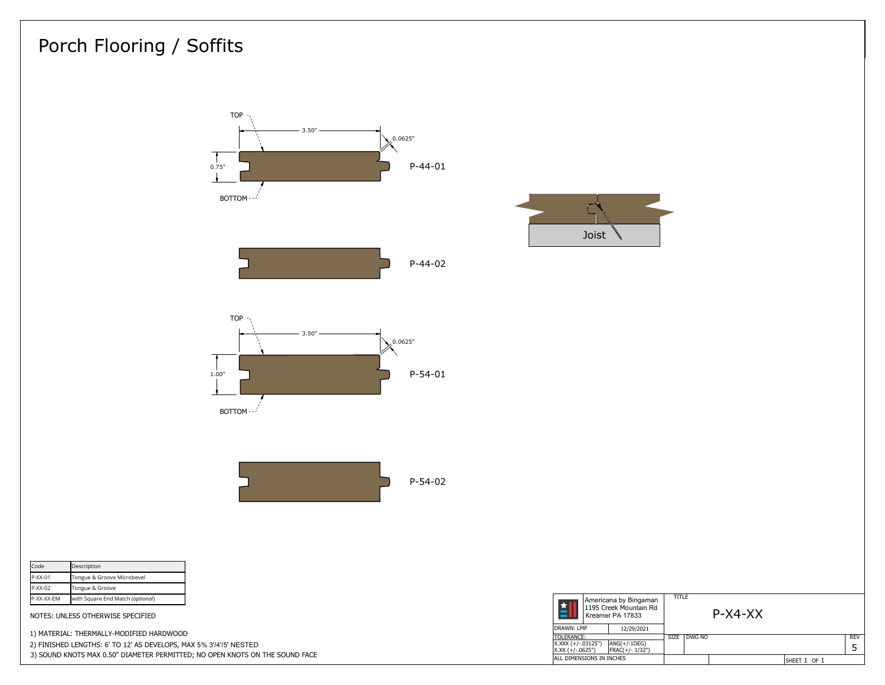# Porch Flooring / Soffits

TOP

3.50"

0.0625"

0.75"

P-44-01

BOTTOM

P-44-02

Joist

TOP

3.50"

0.0625"

1.00"

P-54-01

BOTTOM

P-54-02

| Code | Description |
|---|---|
| P-XX-01 | Tongue & Groove Microbevel |
| P-XX-02 | Tongue & Groove |
| P-XX-XX-EM | with Square End Match (*optional*) |

NOTES: UNLESS OTHERWISE SPECIFIED

1) MATERIAL: THERMALLY-MODIFIED HARDWOOD
2) FINISHED LENGTHS: 6' TO 12' AS DEVELOPS, MAX 5% 3'/4'/5' NESTED
3) SOUND KNOTS MAX 0.50" DIAMETER PERMITTED; NO OPEN KNOTS ON THE SOUND FACE

Americana by Bingaman
1195 Creek Mountain Rd
Kreamer PA 17833

DRAWN: LMP 12/29/2021

TOLERANCE:
X.XXX (+/-.03125") ANG(+/-1DEG)
X.XX (+/-.0625") FRAC(+/- 1/32")

ALL DIMENSIONS IN INCHES

TITLE: P-X4-XX

SIZE | DWG NO | REV 5

SHEET 1 OF 1